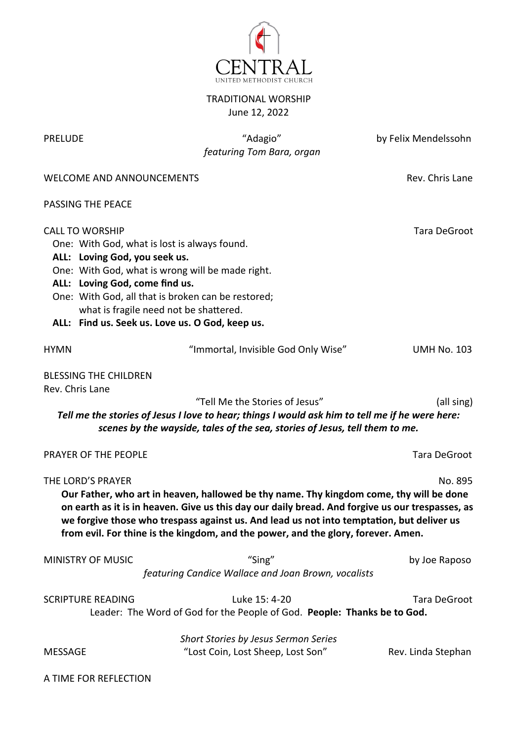# CENTRAL

UNITED METHODIST CHURCH

TRADITIONAL WORSHIP

June 12, 2022

PRELUDE — "Adagio" by Felix Mendelssohn
*featuring Tom Bara, organ*

WELCOME AND ANNOUNCEMENTS — Rev. Chris Lane

PASSING THE PEACE

CALL TO WORSHIP — Tara DeGroot

One: With God, what is lost is always found.
**ALL: Loving God, you seek us.**
One: With God, what is wrong will be made right.
**ALL: Loving God, come find us.**
One: With God, all that is broken can be restored;
what is fragile need not be shattered.
**ALL: Find us. Seek us. Love us. O God, keep us.**

HYMN — "Immortal, Invisible God Only Wise" — UMH No. 103

BLESSING THE CHILDREN
Rev. Chris Lane

"Tell Me the Stories of Jesus" (all sing)

***Tell me the stories of Jesus I love to hear; things I would ask him to tell me if he were here: scenes by the wayside, tales of the sea, stories of Jesus, tell them to me.***

PRAYER OF THE PEOPLE — Tara DeGroot

THE LORD'S PRAYER — No. 895

**Our Father, who art in heaven, hallowed be thy name. Thy kingdom come, thy will be done on earth as it is in heaven. Give us this day our daily bread. And forgive us our trespasses, as we forgive those who trespass against us. And lead us not into temptation, but deliver us from evil. For thine is the kingdom, and the power, and the glory, forever. Amen.**

MINISTRY OF MUSIC — "Sing" by Joe Raposo
*featuring Candice Wallace and Joan Brown, vocalists*

SCRIPTURE READING — Luke 15: 4-20 — Tara DeGroot

Leader: The Word of God for the People of God. **People: Thanks be to God.**

*Short Stories by Jesus Sermon Series*

MESSAGE — "Lost Coin, Lost Sheep, Lost Son" — Rev. Linda Stephan

A TIME FOR REFLECTION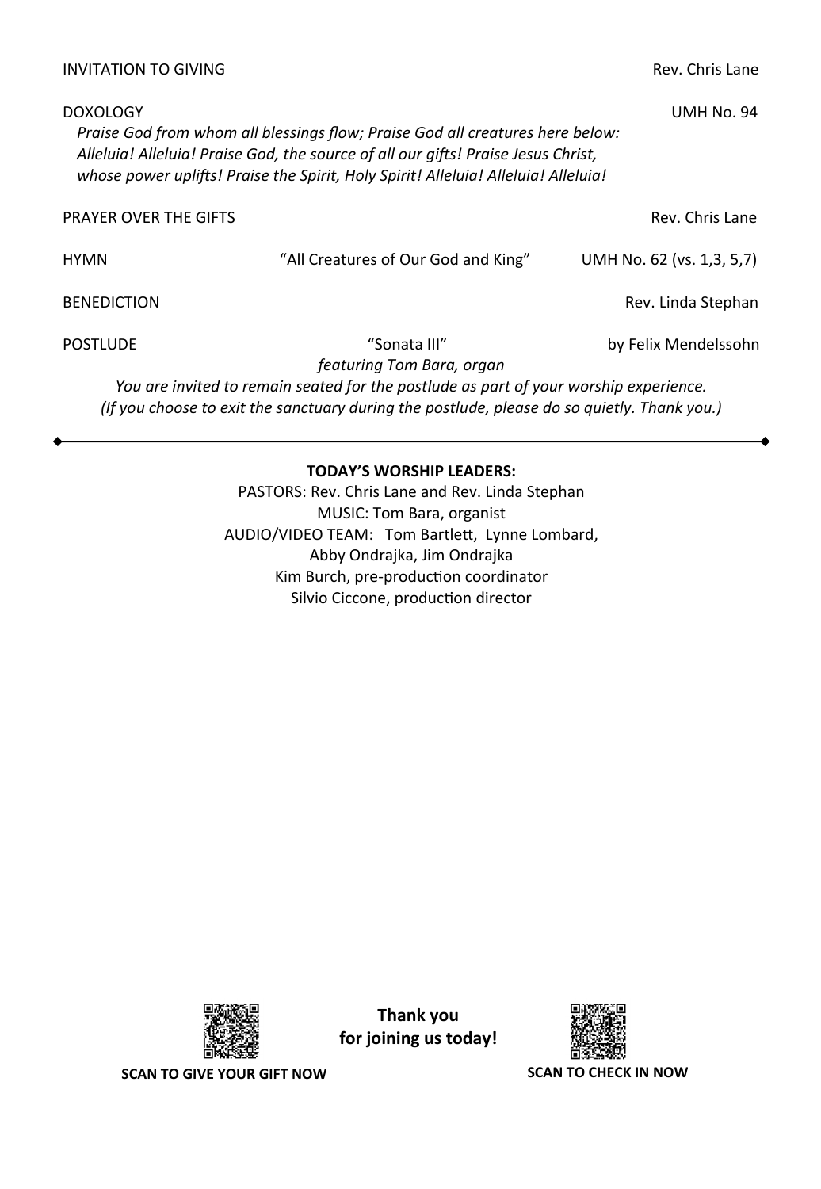INVITATION TO GIVING — Rev. Chris Lane

DOXOLOGY — UMH No. 94

*Praise God from whom all blessings flow; Praise God all creatures here below: Alleluia! Alleluia! Praise God, the source of all our gifts! Praise Jesus Christ, whose power uplifts! Praise the Spirit, Holy Spirit! Alleluia! Alleluia! Alleluia!*

PRAYER OVER THE GIFTS — Rev. Chris Lane

HYMN — "All Creatures of Our God and King" — UMH No. 62 (vs. 1,3, 5,7)

BENEDICTION — Rev. Linda Stephan

POSTLUDE — "Sonata III" — by Felix Mendelssohn

*featuring Tom Bara, organ*

*You are invited to remain seated for the postlude as part of your worship experience.*
*(If you choose to exit the sanctuary during the postlude, please do so quietly. Thank you.)*

---

**TODAY'S WORSHIP LEADERS:**

PASTORS: Rev. Chris Lane and Rev. Linda Stephan
MUSIC: Tom Bara, organist
AUDIO/VIDEO TEAM: Tom Bartlett, Lynne Lombard, Abby Ondrajka, Jim Ondrajka
Kim Burch, pre-production coordinator
Silvio Ciccone, production director

**SCAN TO GIVE YOUR GIFT NOW**

**Thank you for joining us today!**

**SCAN TO CHECK IN NOW**